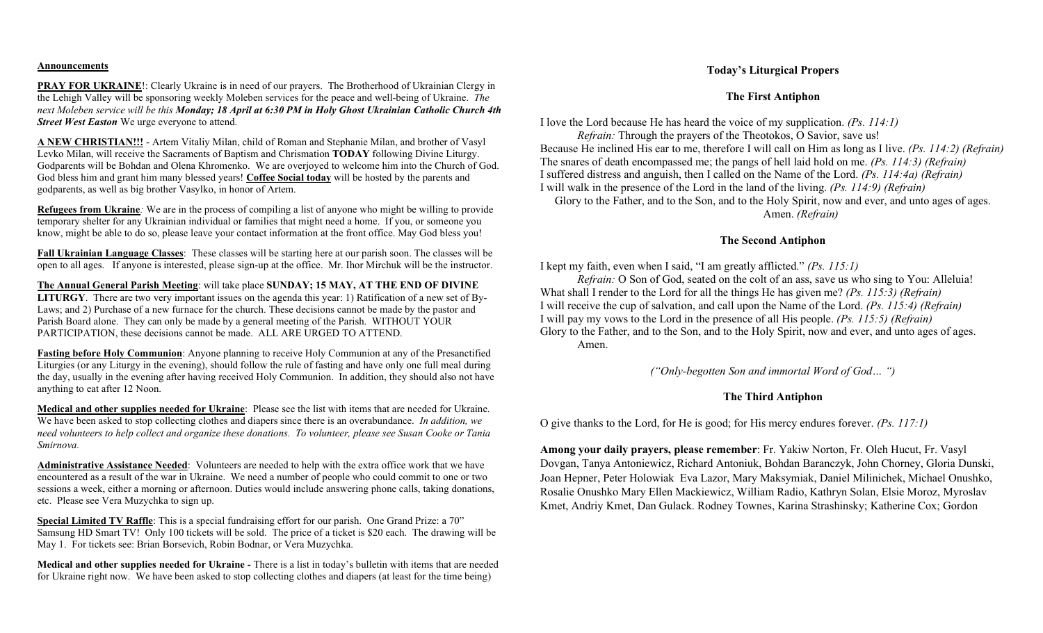**Announcements**

**PRAY FOR UKRAINE**!: Clearly Ukraine is in need of our prayers. The Brotherhood of Ukrainian Clergy in the Lehigh Valley will be sponsoring weekly Moleben services for the peace and well-being of Ukraine. *The next Moleben service will be this **Monday; 18 April at 6:30 PM in Holy Ghost Ukrainian Catholic Church 4th Street West Easton*** We urge everyone to attend.

**A NEW CHRISTIAN!!!** - Artem Vitaliy Milan, child of Roman and Stephanie Milan, and brother of Vasyl Levko Milan, will receive the Sacraments of Baptism and Chrismation **TODAY** following Divine Liturgy. Godparents will be Bohdan and Olena Khromenko. We are overjoyed to welcome him into the Church of God. God bless him and grant him many blessed years! **Coffee Social today** will be hosted by the parents and godparents, as well as big brother Vasylko, in honor of Artem.

**Refugees from Ukraine***:* We are in the process of compiling a list of anyone who might be willing to provide temporary shelter for any Ukrainian individual or families that might need a home. If you, or someone you know, might be able to do so, please leave your contact information at the front office. May God bless you!

**Fall Ukrainian Language Classes**: These classes will be starting here at our parish soon. The classes will be open to all ages. If anyone is interested, please sign-up at the office. Mr. Ihor Mirchuk will be the instructor.

**The Annual General Parish Meeting**: will take place **SUNDAY; 15 MAY, AT THE END OF DIVINE LITURGY**. There are two very important issues on the agenda this year: 1) Ratification of a new set of By-Laws; and 2) Purchase of a new furnace for the church. These decisions cannot be made by the pastor and Parish Board alone. They can only be made by a general meeting of the Parish. WITHOUT YOUR PARTICIPATION, these decisions cannot be made. ALL ARE URGED TO ATTEND.

**Fasting before Holy Communion**: Anyone planning to receive Holy Communion at any of the Presanctified Liturgies (or any Liturgy in the evening), should follow the rule of fasting and have only one full meal during the day, usually in the evening after having received Holy Communion. In addition, they should also not have anything to eat after 12 Noon.

**Medical and other supplies needed for Ukraine**: Please see the list with items that are needed for Ukraine. We have been asked to stop collecting clothes and diapers since there is an overabundance. *In addition, we need volunteers to help collect and organize these donations. To volunteer, please see Susan Cooke or Tania Smirnova.*

**Administrative Assistance Needed**: Volunteers are needed to help with the extra office work that we have encountered as a result of the war in Ukraine. We need a number of people who could commit to one or two sessions a week, either a morning or afternoon. Duties would include answering phone calls, taking donations, etc. Please see Vera Muzychka to sign up.

**Special Limited TV Raffle**: This is a special fundraising effort for our parish. One Grand Prize: a 70" Samsung HD Smart TV! Only 100 tickets will be sold. The price of a ticket is $20 each. The drawing will be May 1. For tickets see: Brian Borsevich, Robin Bodnar, or Vera Muzychka.

**Medical and other supplies needed for Ukraine -** There is a list in today's bulletin with items that are needed for Ukraine right now. We have been asked to stop collecting clothes and diapers (at least for the time being)

## Today's Liturgical Propers

### The First Antiphon

I love the Lord because He has heard the voice of my supplication. *(Ps. 114:1)*
*Refrain:* Through the prayers of the Theotokos, O Savior, save us!
Because He inclined His ear to me, therefore I will call on Him as long as I live. *(Ps. 114:2) (Refrain)*
The snares of death encompassed me; the pangs of hell laid hold on me. *(Ps. 114:3) (Refrain)*
I suffered distress and anguish, then I called on the Name of the Lord. *(Ps. 114:4a) (Refrain)*
I will walk in the presence of the Lord in the land of the living. *(Ps. 114:9) (Refrain)*
Glory to the Father, and to the Son, and to the Holy Spirit, now and ever, and unto ages of ages. Amen. *(Refrain)*

### The Second Antiphon

I kept my faith, even when I said, "I am greatly afflicted." *(Ps. 115:1)*
*Refrain:* O Son of God, seated on the colt of an ass, save us who sing to You: Alleluia!
What shall I render to the Lord for all the things He has given me? *(Ps. 115:3) (Refrain)*
I will receive the cup of salvation, and call upon the Name of the Lord. *(Ps. 115:4) (Refrain)*
I will pay my vows to the Lord in the presence of all His people. *(Ps. 115:5) (Refrain)*
Glory to the Father, and to the Son, and to the Holy Spirit, now and ever, and unto ages of ages. Amen.

*("Only-begotten Son and immortal Word of God… ")*

### The Third Antiphon

O give thanks to the Lord, for He is good; for His mercy endures forever. *(Ps. 117:1)*

**Among your daily prayers, please remember**: Fr. Yakiw Norton, Fr. Oleh Hucut, Fr. Vasyl Dovgan, Tanya Antoniewicz, Richard Antoniuk, Bohdan Baranczyk, John Chorney, Gloria Dunski, Joan Hepner, Peter Holowiak Eva Lazor, Mary Maksymiak, Daniel Milinichek, Michael Onushko, Rosalie Onushko Mary Ellen Mackiewicz, William Radio, Kathryn Solan, Elsie Moroz, Myroslav Kmet, Andriy Kmet, Dan Gulack. Rodney Townes, Karina Strashinsky; Katherine Cox; Gordon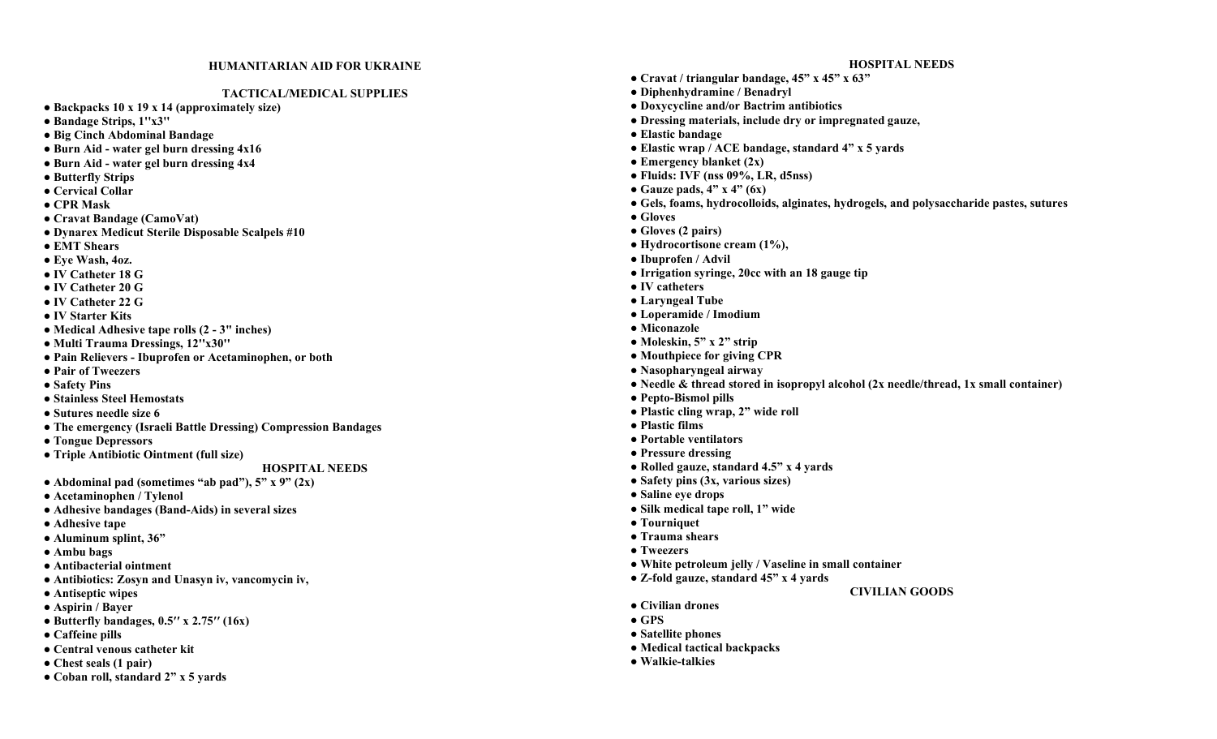# HUMANITARIAN AID FOR UKRAINE

## TACTICAL/MEDICAL SUPPLIES

- **Backpacks 10 x 19 x 14 (approximately size)**
- **Bandage Strips, 1''x3''**
- **Big Cinch Abdominal Bandage**
- **Burn Aid - water gel burn dressing 4x16**
- **Burn Aid - water gel burn dressing 4x4**
- **Butterfly Strips**
- **Cervical Collar**
- **CPR Mask**
- **Cravat Bandage (CamoVat)**
- **Dynarex Medicut Sterile Disposable Scalpels #10**
- **EMT Shears**
- **Eye Wash, 4oz.**
- **IV Catheter 18 G**
- **IV Catheter 20 G**
- **IV Catheter 22 G**
- **IV Starter Kits**
- **Medical Adhesive tape rolls (2 - 3" inches)**
- **Multi Trauma Dressings, 12''x30''**
- **Pain Relievers - Ibuprofen or Acetaminophen, or both**
- **Pair of Tweezers**
- **Safety Pins**
- **Stainless Steel Hemostats**
- **Sutures needle size 6**
- **The emergency (Israeli Battle Dressing) Compression Bandages**
- **Tongue Depressors**
- **Triple Antibiotic Ointment (full size)**

## HOSPITAL NEEDS

- **Abdominal pad (sometimes "ab pad"), 5" x 9" (2x)**
- **Acetaminophen / Tylenol**
- **Adhesive bandages (Band-Aids) in several sizes**
- **Adhesive tape**
- **Aluminum splint, 36"**
- **Ambu bags**
- **Antibacterial ointment**
- **Antibiotics: Zosyn and Unasyn iv, vancomycin iv,**
- **Antiseptic wipes**
- **Aspirin / Bayer**
- **Butterfly bandages, 0.5′′ x 2.75′′ (16x)**
- **Caffeine pills**
- **Central venous catheter kit**
- **Chest seals (1 pair)**
- **Coban roll, standard 2" x 5 yards**

## HOSPITAL NEEDS

- **Cravat / triangular bandage, 45" x 45" x 63"**
- **Diphenhydramine / Benadryl**
- **Doxycycline and/or Bactrim antibiotics**
- **Dressing materials, include dry or impregnated gauze,**
- **Elastic bandage**
- **Elastic wrap / ACE bandage, standard 4" x 5 yards**
- **Emergency blanket (2x)**
- **Fluids: IVF (nss 09%, LR, d5nss)**
- **Gauze pads, 4" x 4" (6x)**
- **Gels, foams, hydrocolloids, alginates, hydrogels, and polysaccharide pastes, sutures**
- **Gloves**
- **Gloves (2 pairs)**
- **Hydrocortisone cream (1%),**
- **Ibuprofen / Advil**
- **Irrigation syringe, 20cc with an 18 gauge tip**
- **IV catheters**
- **Laryngeal Tube**
- **Loperamide / Imodium**
- **Miconazole**
- **Moleskin, 5" x 2" strip**
- **Mouthpiece for giving CPR**
- **Nasopharyngeal airway**
- **Needle & thread stored in isopropyl alcohol (2x needle/thread, 1x small container)**
- **Pepto-Bismol pills**
- **Plastic cling wrap, 2" wide roll**
- **Plastic films**
- **Portable ventilators**
- **Pressure dressing**
- **Rolled gauze, standard 4.5" x 4 yards**
- **Safety pins (3x, various sizes)**
- **Saline eye drops**
- **Silk medical tape roll, 1" wide**
- **Tourniquet**
- **Trauma shears**
- **Tweezers**
- **White petroleum jelly / Vaseline in small container**
- **Z-fold gauze, standard 45" x 4 yards**

## CIVILIAN GOODS

- **Civilian drones**
- **GPS**
- **Satellite phones**
- **Medical tactical backpacks**
- **Walkie-talkies**